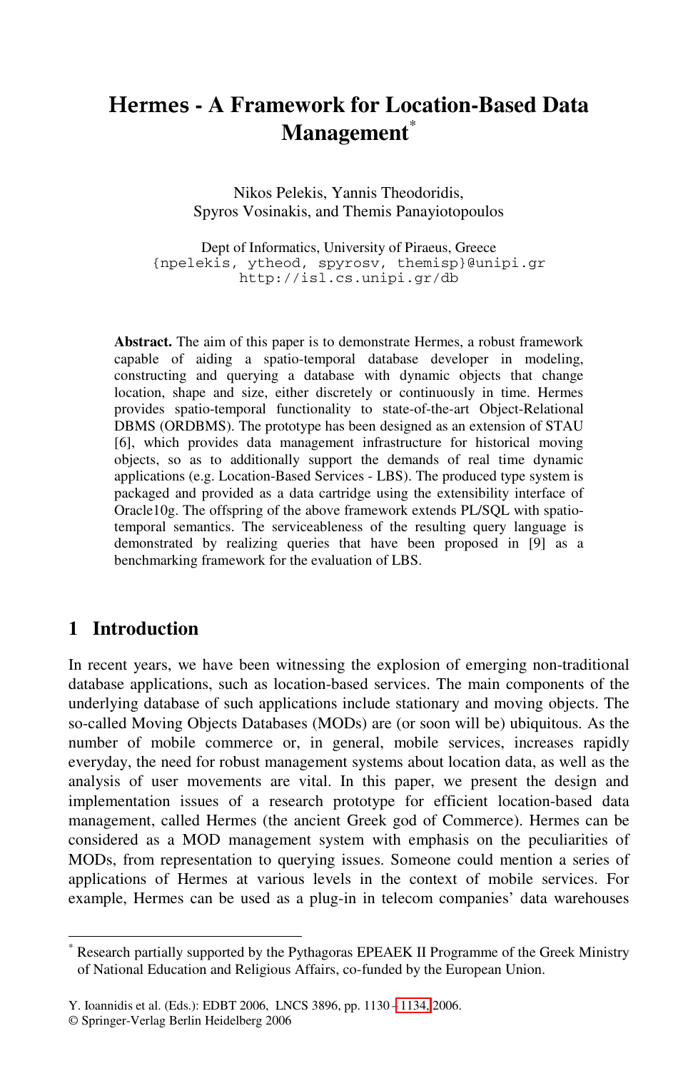# Hermes - A Framework for Location-Based Data Management*

Nikos Pelekis, Yannis Theodoridis,
Spyros Vosinakis, and Themis Panayiotopoulos

Dept of Informatics, University of Piraeus, Greece
{npelekis, ytheod, spyrosv, themisp}@unipi.gr
http://isl.cs.unipi.gr/db

**Abstract.** The aim of this paper is to demonstrate Hermes, a robust framework capable of aiding a spatio-temporal database developer in modeling, constructing and querying a database with dynamic objects that change location, shape and size, either discretely or continuously in time. Hermes provides spatio-temporal functionality to state-of-the-art Object-Relational DBMS (ORDBMS). The prototype has been designed as an extension of STAU [6], which provides data management infrastructure for historical moving objects, so as to additionally support the demands of real time dynamic applications (e.g. Location-Based Services - LBS). The produced type system is packaged and provided as a data cartridge using the extensibility interface of Oracle10g. The offspring of the above framework extends PL/SQL with spatio-temporal semantics. The serviceableness of the resulting query language is demonstrated by realizing queries that have been proposed in [9] as a benchmarking framework for the evaluation of LBS.

## 1 Introduction

In recent years, we have been witnessing the explosion of emerging non-traditional database applications, such as location-based services. The main components of the underlying database of such applications include stationary and moving objects. The so-called Moving Objects Databases (MODs) are (or soon will be) ubiquitous. As the number of mobile commerce or, in general, mobile services, increases rapidly everyday, the need for robust management systems about location data, as well as the analysis of user movements are vital. In this paper, we present the design and implementation issues of a research prototype for efficient location-based data management, called Hermes (the ancient Greek god of Commerce). Hermes can be considered as a MOD management system with emphasis on the peculiarities of MODs, from representation to querying issues. Someone could mention a series of applications of Hermes at various levels in the context of mobile services. For example, Hermes can be used as a plug-in in telecom companies' data warehouses

---

* Research partially supported by the Pythagoras EPEAEK II Programme of the Greek Ministry of National Education and Religious Affairs, co-funded by the European Union.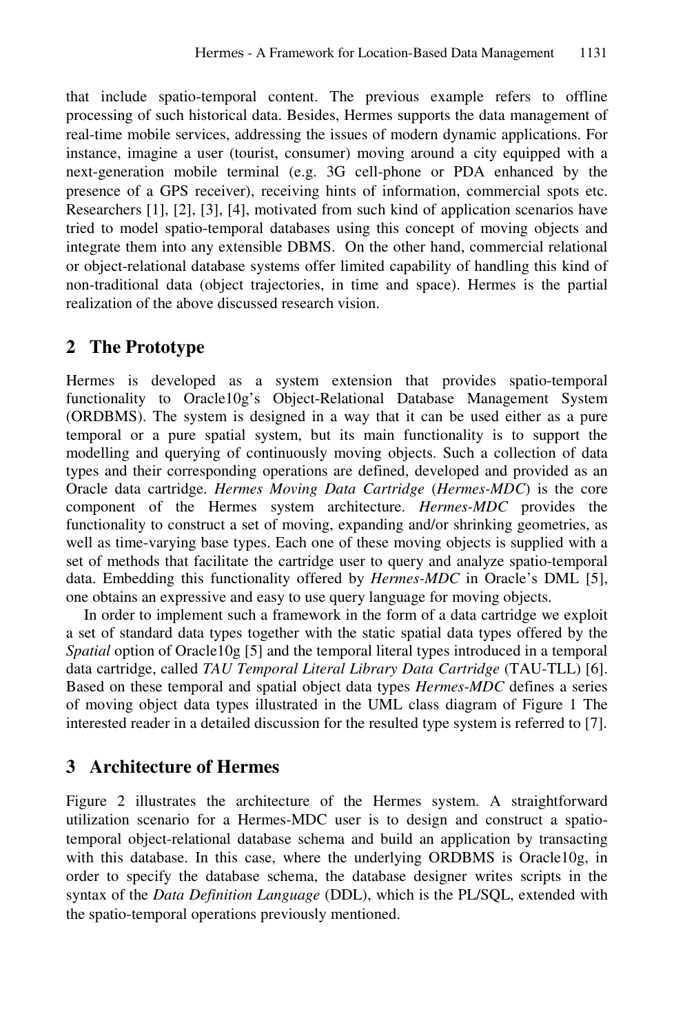that include spatio-temporal content. The previous example refers to offline processing of such historical data. Besides, Hermes supports the data management of real-time mobile services, addressing the issues of modern dynamic applications. For instance, imagine a user (tourist, consumer) moving around a city equipped with a next-generation mobile terminal (e.g. 3G cell-phone or PDA enhanced by the presence of a GPS receiver), receiving hints of information, commercial spots etc. Researchers [1], [2], [3], [4], motivated from such kind of application scenarios have tried to model spatio-temporal databases using this concept of moving objects and integrate them into any extensible DBMS. On the other hand, commercial relational or object-relational database systems offer limited capability of handling this kind of non-traditional data (object trajectories, in time and space). Hermes is the partial realization of the above discussed research vision.

## 2 The Prototype

Hermes is developed as a system extension that provides spatio-temporal functionality to Oracle10g's Object-Relational Database Management System (ORDBMS). The system is designed in a way that it can be used either as a pure temporal or a pure spatial system, but its main functionality is to support the modelling and querying of continuously moving objects. Such a collection of data types and their corresponding operations are defined, developed and provided as an Oracle data cartridge. *Hermes Moving Data Cartridge* (*Hermes-MDC*) is the core component of the Hermes system architecture. *Hermes-MDC* provides the functionality to construct a set of moving, expanding and/or shrinking geometries, as well as time-varying base types. Each one of these moving objects is supplied with a set of methods that facilitate the cartridge user to query and analyze spatio-temporal data. Embedding this functionality offered by *Hermes-MDC* in Oracle's DML [5], one obtains an expressive and easy to use query language for moving objects.

In order to implement such a framework in the form of a data cartridge we exploit a set of standard data types together with the static spatial data types offered by the *Spatial* option of Oracle10g [5] and the temporal literal types introduced in a temporal data cartridge, called *TAU Temporal Literal Library Data Cartridge* (TAU-TLL) [6]. Based on these temporal and spatial object data types *Hermes-MDC* defines a series of moving object data types illustrated in the UML class diagram of Figure 1 The interested reader in a detailed discussion for the resulted type system is referred to [7].

## 3 Architecture of Hermes

Figure 2 illustrates the architecture of the Hermes system. A straightforward utilization scenario for a Hermes-MDC user is to design and construct a spatio-temporal object-relational database schema and build an application by transacting with this database. In this case, where the underlying ORDBMS is Oracle10g, in order to specify the database schema, the database designer writes scripts in the syntax of the *Data Definition Language* (DDL), which is the PL/SQL, extended with the spatio-temporal operations previously mentioned.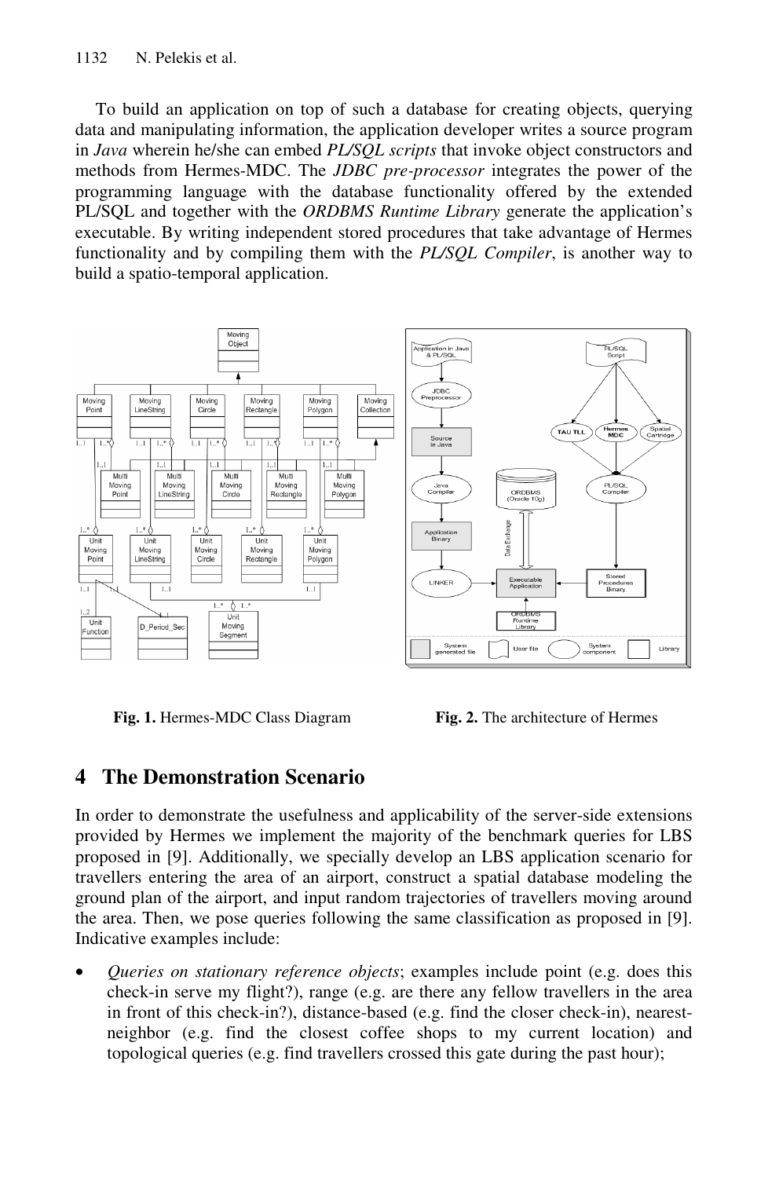To build an application on top of such a database for creating objects, querying data and manipulating information, the application developer writes a source program in *Java* wherein he/she can embed *PL/SQL scripts* that invoke object constructors and methods from Hermes-MDC. The *JDBC pre-processor* integrates the power of the programming language with the database functionality offered by the extended PL/SQL and together with the *ORDBMS Runtime Library* generate the application's executable. By writing independent stored procedures that take advantage of Hermes functionality and by compiling them with the *PL/SQL Compiler*, is another way to build a spatio-temporal application.

**Fig. 1.** Hermes-MDC Class Diagram

**Fig. 2.** The architecture of Hermes

## 4 The Demonstration Scenario

In order to demonstrate the usefulness and applicability of the server-side extensions provided by Hermes we implement the majority of the benchmark queries for LBS proposed in [9]. Additionally, we specially develop an LBS application scenario for travellers entering the area of an airport, construct a spatial database modeling the ground plan of the airport, and input random trajectories of travellers moving around the area. Then, we pose queries following the same classification as proposed in [9]. Indicative examples include:

- *Queries on stationary reference objects*; examples include point (e.g. does this check-in serve my flight?), range (e.g. are there any fellow travellers in the area in front of this check-in?), distance-based (e.g. find the closer check-in), nearest-neighbor (e.g. find the closest coffee shops to my current location) and topological queries (e.g. find travellers crossed this gate during the past hour);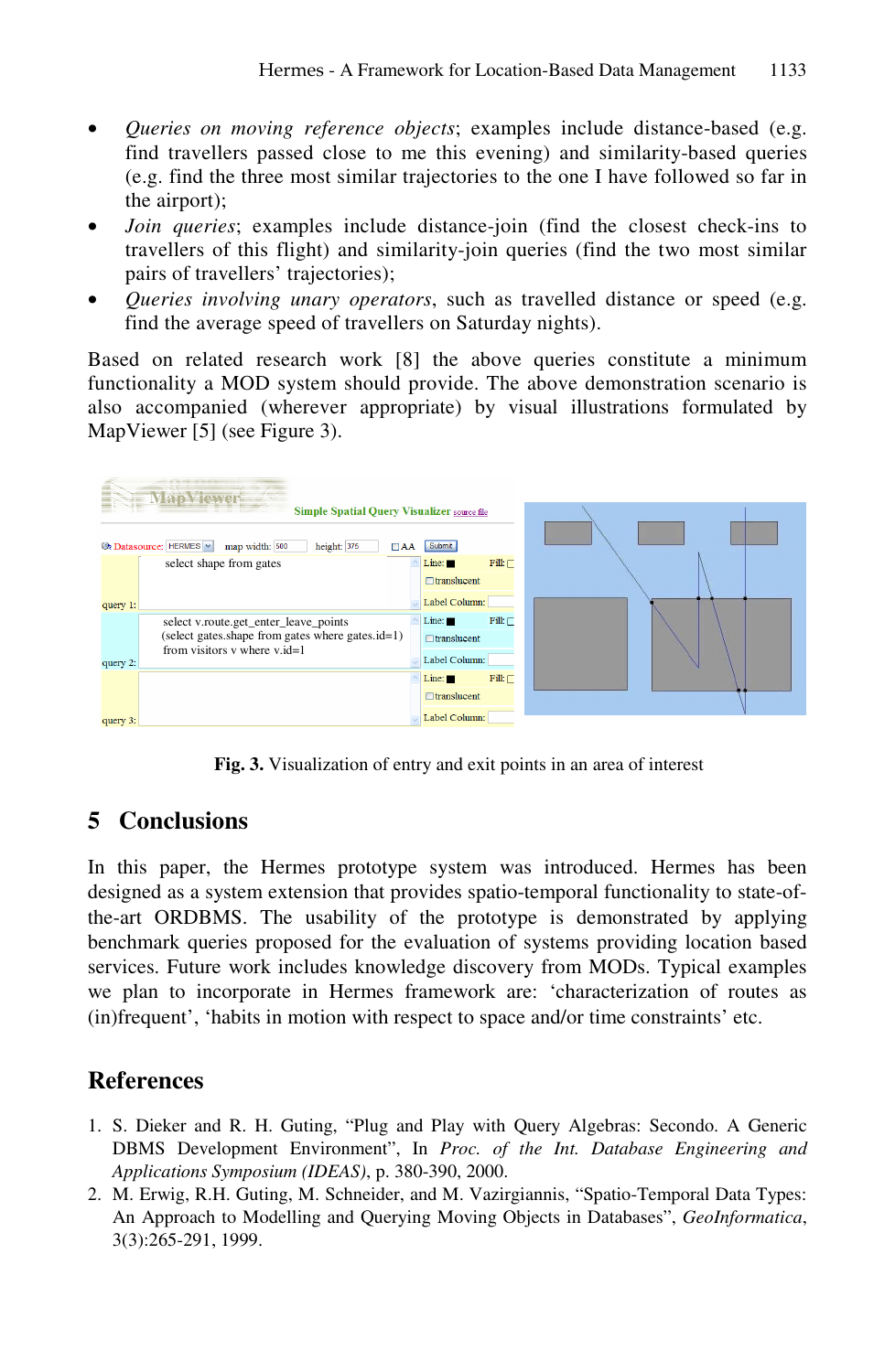- *Queries on moving reference objects*; examples include distance-based (e.g. find travellers passed close to me this evening) and similarity-based queries (e.g. find the three most similar trajectories to the one I have followed so far in the airport);
- *Join queries*; examples include distance-join (find the closest check-ins to travellers of this flight) and similarity-join queries (find the two most similar pairs of travellers' trajectories);
- *Queries involving unary operators*, such as travelled distance or speed (e.g. find the average speed of travellers on Saturday nights).

Based on related research work [8] the above queries constitute a minimum functionality a MOD system should provide. The above demonstration scenario is also accompanied (wherever appropriate) by visual illustrations formulated by MapViewer [5] (see Figure 3).

**Fig. 3.** Visualization of entry and exit points in an area of interest

## 5 Conclusions

In this paper, the Hermes prototype system was introduced. Hermes has been designed as a system extension that provides spatio-temporal functionality to state-of-the-art ORDBMS. The usability of the prototype is demonstrated by applying benchmark queries proposed for the evaluation of systems providing location based services. Future work includes knowledge discovery from MODs. Typical examples we plan to incorporate in Hermes framework are: 'characterization of routes as (in)frequent', 'habits in motion with respect to space and/or time constraints' etc.

## References

1. S. Dieker and R. H. Guting, "Plug and Play with Query Algebras: Secondo. A Generic DBMS Development Environment", In *Proc. of the Int. Database Engineering and Applications Symposium (IDEAS)*, p. 380-390, 2000.
2. M. Erwig, R.H. Guting, M. Schneider, and M. Vazirgiannis, "Spatio-Temporal Data Types: An Approach to Modelling and Querying Moving Objects in Databases", *GeoInformatica*, 3(3):265-291, 1999.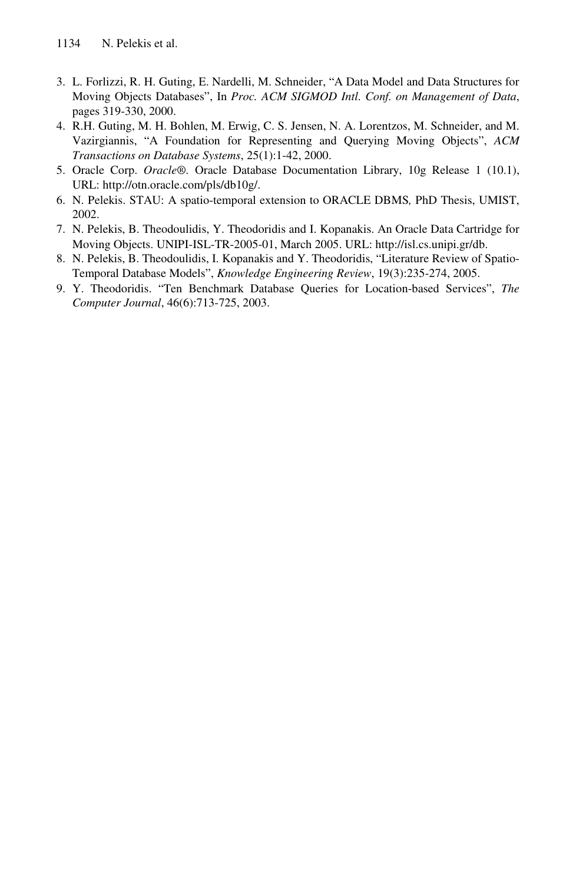3. L. Forlizzi, R. H. Guting, E. Nardelli, M. Schneider, "A Data Model and Data Structures for Moving Objects Databases", In *Proc. ACM SIGMOD Intl. Conf. on Management of Data*, pages 319-330, 2000.
4. R.H. Guting, M. H. Bohlen, M. Erwig, C. S. Jensen, N. A. Lorentzos, M. Schneider, and M. Vazirgiannis, "A Foundation for Representing and Querying Moving Objects", *ACM Transactions on Database Systems*, 25(1):1-42, 2000.
5. Oracle Corp. *Oracle®*. Oracle Database Documentation Library, 10g Release 1 (10.1), URL: http://otn.oracle.com/pls/db10g/.
6. N. Pelekis. STAU: A spatio-temporal extension to ORACLE DBMS*,* PhD Thesis, UMIST, 2002.
7. N. Pelekis, B. Theodoulidis, Y. Theodoridis and I. Kopanakis. An Oracle Data Cartridge for Moving Objects. UNIPI-ISL-TR-2005-01, March 2005. URL: http://isl.cs.unipi.gr/db.
8. N. Pelekis, B. Theodoulidis, I. Kopanakis and Y. Theodoridis, "Literature Review of Spatio-Temporal Database Models", *Knowledge Engineering Review*, 19(3):235-274, 2005.
9. Y. Theodoridis. "Ten Benchmark Database Queries for Location-based Services", *The Computer Journal*, 46(6):713-725, 2003.